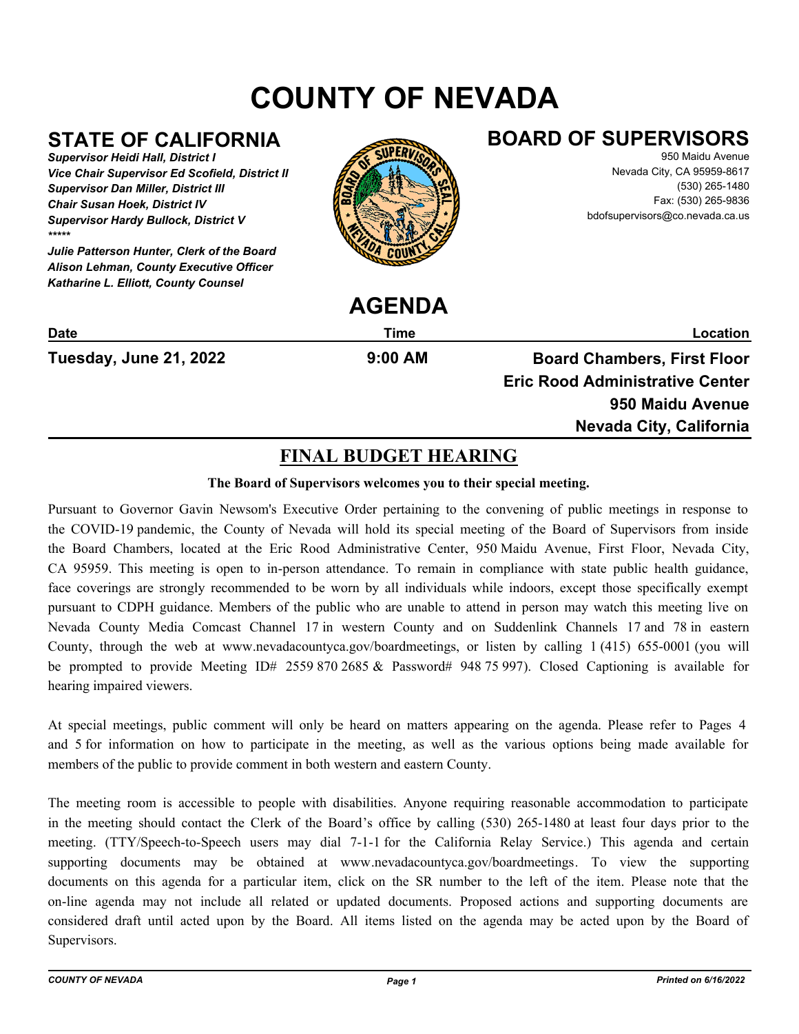# COUNTY OF NEVADA

## STATE OF CALIFORNIA

***Supervisor Heidi Hall, District I***
***Vice Chair Supervisor Ed Scofield, District II***
***Supervisor Dan Miller, District III***
***Chair Susan Hoek, District IV***
***Supervisor Hardy Bullock, District V***
*****

***Julie Patterson Hunter, Clerk of the Board***
***Alison Lehman, County Executive Officer***
***Katharine L. Elliott, County Counsel***

## BOARD OF SUPERVISORS

950 Maidu Avenue
Nevada City, CA 95959-8617
(530) 265-1480
Fax: (530) 265-9836
bdofsupervisors@co.nevada.ca.us

## AGENDA

| Date | Time | Location |
|---|---|---|
| **Tuesday, June 21, 2022** | **9:00 AM** | **Board Chambers, First Floor Eric Rood Administrative Center 950 Maidu Avenue Nevada City, California** |

## FINAL BUDGET HEARING

**The Board of Supervisors welcomes you to their special meeting.**

Pursuant to Governor Gavin Newsom's Executive Order pertaining to the convening of public meetings in response to the COVID-19 pandemic, the County of Nevada will hold its special meeting of the Board of Supervisors from inside the Board Chambers, located at the Eric Rood Administrative Center, 950 Maidu Avenue, First Floor, Nevada City, CA 95959. This meeting is open to in-person attendance. To remain in compliance with state public health guidance, face coverings are strongly recommended to be worn by all individuals while indoors, except those specifically exempt pursuant to CDPH guidance. Members of the public who are unable to attend in person may watch this meeting live on Nevada County Media Comcast Channel 17 in western County and on Suddenlink Channels 17 and 78 in eastern County, through the web at www.nevadacountyca.gov/boardmeetings, or listen by calling 1 (415) 655-0001 (you will be prompted to provide Meeting ID# 2559 870 2685 & Password# 948 75 997). Closed Captioning is available for hearing impaired viewers.

At special meetings, public comment will only be heard on matters appearing on the agenda. Please refer to Pages 4 and 5 for information on how to participate in the meeting, as well as the various options being made available for members of the public to provide comment in both western and eastern County.

The meeting room is accessible to people with disabilities. Anyone requiring reasonable accommodation to participate in the meeting should contact the Clerk of the Board's office by calling (530) 265-1480 at least four days prior to the meeting. (TTY/Speech-to-Speech users may dial 7-1-1 for the California Relay Service.) This agenda and certain supporting documents may be obtained at www.nevadacountyca.gov/boardmeetings. To view the supporting documents on this agenda for a particular item, click on the SR number to the left of the item. Please note that the on-line agenda may not include all related or updated documents. Proposed actions and supporting documents are considered draft until acted upon by the Board. All items listed on the agenda may be acted upon by the Board of Supervisors.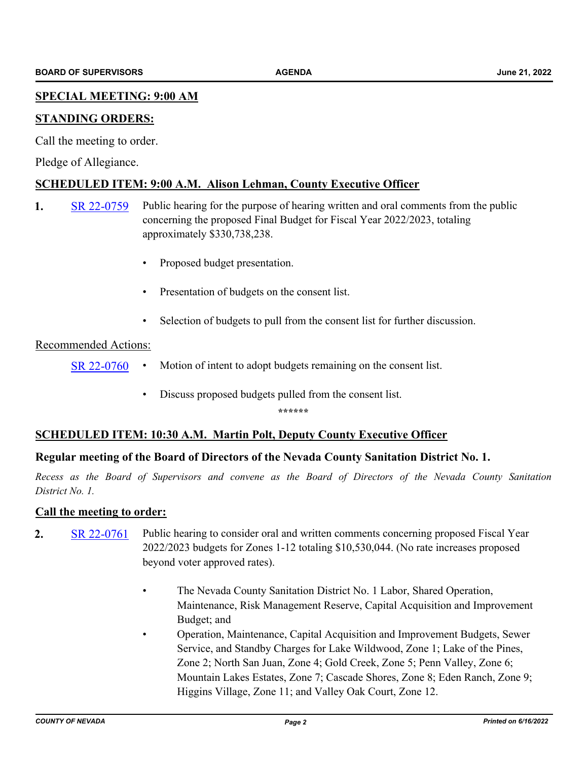**SPECIAL MEETING: 9:00 AM**

**STANDING ORDERS:**

Call the meeting to order.

Pledge of Allegiance.

**SCHEDULED ITEM: 9:00 A.M. Alison Lehman, County Executive Officer**

**1.** SR 22-0759 Public hearing for the purpose of hearing written and oral comments from the public concerning the proposed Final Budget for Fiscal Year 2022/2023, totaling approximately $330,738,238.

- Proposed budget presentation.
- Presentation of budgets on the consent list.
- Selection of budgets to pull from the consent list for further discussion.

Recommended Actions:

SR 22-0760
- Motion of intent to adopt budgets remaining on the consent list.
- Discuss proposed budgets pulled from the consent list.

******

**SCHEDULED ITEM: 10:30 A.M. Martin Polt, Deputy County Executive Officer**

**Regular meeting of the Board of Directors of the Nevada County Sanitation District No. 1.**

*Recess as the Board of Supervisors and convene as the Board of Directors of the Nevada County Sanitation District No. 1.*

**Call the meeting to order:**

**2.** SR 22-0761 Public hearing to consider oral and written comments concerning proposed Fiscal Year 2022/2023 budgets for Zones 1-12 totaling $10,530,044. (No rate increases proposed beyond voter approved rates).

- The Nevada County Sanitation District No. 1 Labor, Shared Operation, Maintenance, Risk Management Reserve, Capital Acquisition and Improvement Budget; and
- Operation, Maintenance, Capital Acquisition and Improvement Budgets, Sewer Service, and Standby Charges for Lake Wildwood, Zone 1; Lake of the Pines, Zone 2; North San Juan, Zone 4; Gold Creek, Zone 5; Penn Valley, Zone 6; Mountain Lakes Estates, Zone 7; Cascade Shores, Zone 8; Eden Ranch, Zone 9; Higgins Village, Zone 11; and Valley Oak Court, Zone 12.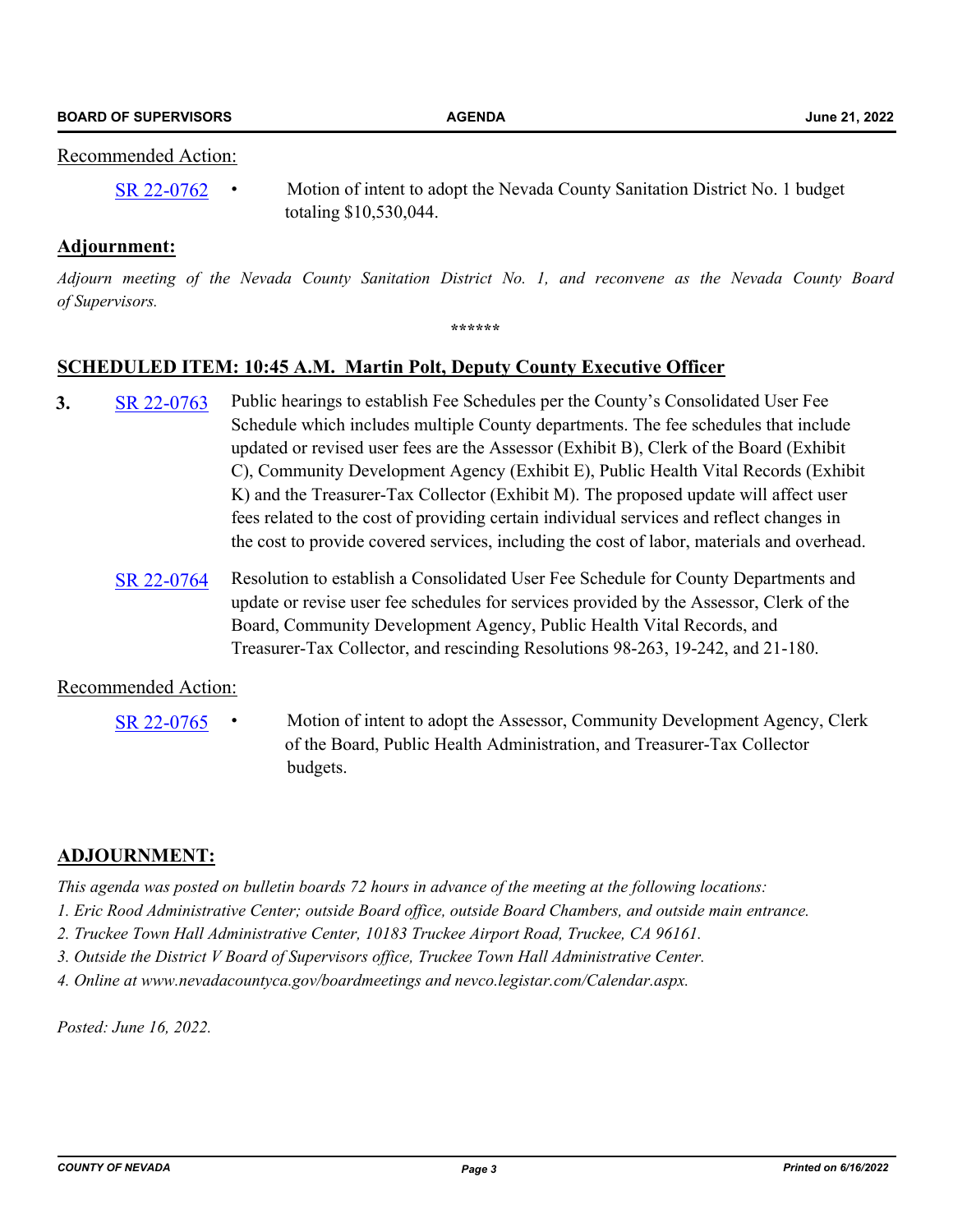Recommended Action:

- SR 22-0762 • Motion of intent to adopt the Nevada County Sanitation District No. 1 budget totaling $10,530,044.

**Adjournment:**

*Adjourn meeting of the Nevada County Sanitation District No. 1, and reconvene as the Nevada County Board of Supervisors.*

******

## SCHEDULED ITEM: 10:45 A.M. Martin Polt, Deputy County Executive Officer

**3.** SR 22-0763 Public hearings to establish Fee Schedules per the County's Consolidated User Fee Schedule which includes multiple County departments. The fee schedules that include updated or revised user fees are the Assessor (Exhibit B), Clerk of the Board (Exhibit C), Community Development Agency (Exhibit E), Public Health Vital Records (Exhibit K) and the Treasurer-Tax Collector (Exhibit M). The proposed update will affect user fees related to the cost of providing certain individual services and reflect changes in the cost to provide covered services, including the cost of labor, materials and overhead.

SR 22-0764 Resolution to establish a Consolidated User Fee Schedule for County Departments and update or revise user fee schedules for services provided by the Assessor, Clerk of the Board, Community Development Agency, Public Health Vital Records, and Treasurer-Tax Collector, and rescinding Resolutions 98-263, 19-242, and 21-180.

Recommended Action:

- SR 22-0765 • Motion of intent to adopt the Assessor, Community Development Agency, Clerk of the Board, Public Health Administration, and Treasurer-Tax Collector budgets.

## ADJOURNMENT:

*This agenda was posted on bulletin boards 72 hours in advance of the meeting at the following locations:*

*1. Eric Rood Administrative Center; outside Board office, outside Board Chambers, and outside main entrance.*

*2. Truckee Town Hall Administrative Center, 10183 Truckee Airport Road, Truckee, CA 96161.*

*3. Outside the District V Board of Supervisors office, Truckee Town Hall Administrative Center.*

*4. Online at www.nevadacountyca.gov/boardmeetings and nevco.legistar.com/Calendar.aspx.*

*Posted: June 16, 2022.*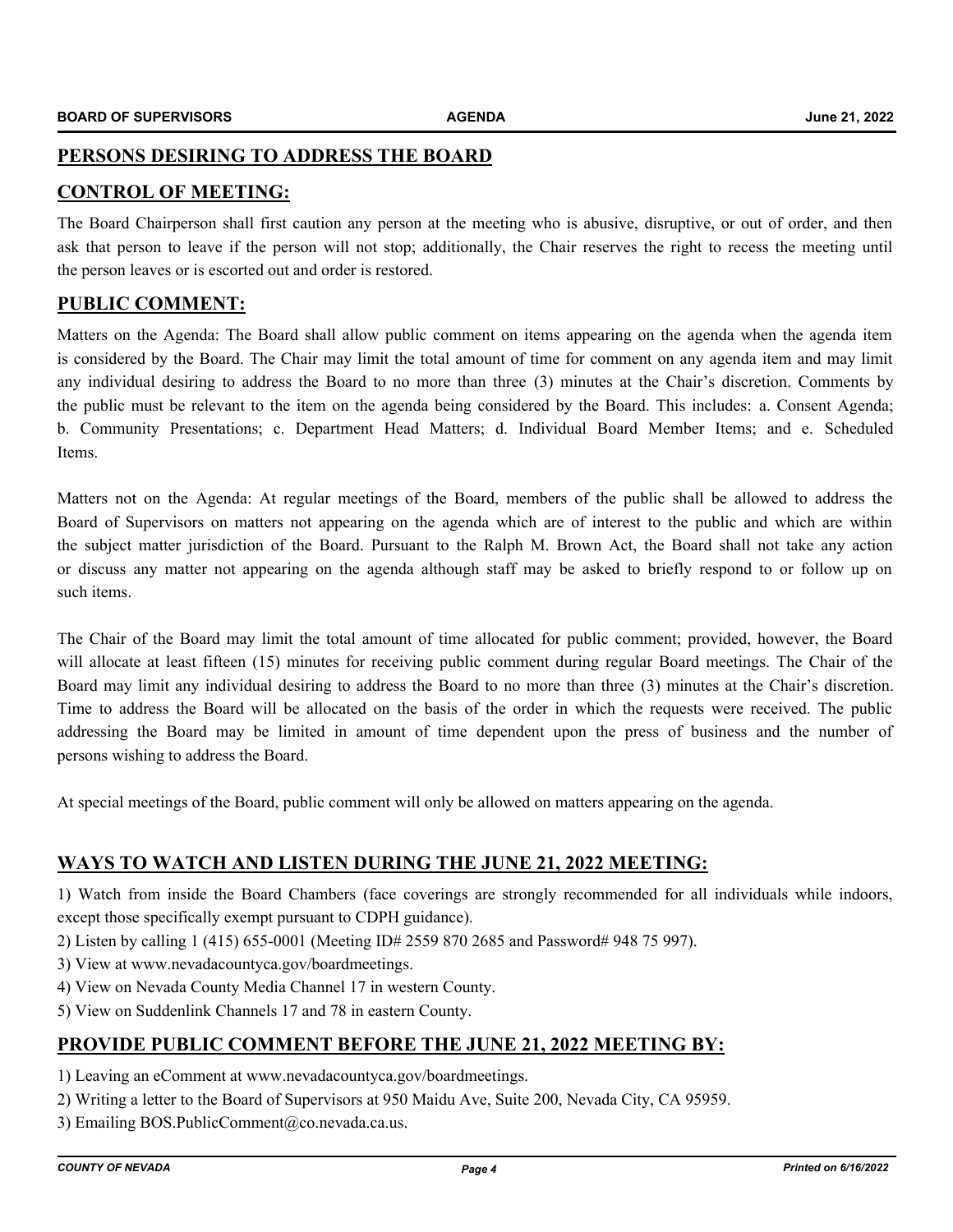## PERSONS DESIRING TO ADDRESS THE BOARD

## CONTROL OF MEETING:

The Board Chairperson shall first caution any person at the meeting who is abusive, disruptive, or out of order, and then ask that person to leave if the person will not stop; additionally, the Chair reserves the right to recess the meeting until the person leaves or is escorted out and order is restored.

## PUBLIC COMMENT:

Matters on the Agenda: The Board shall allow public comment on items appearing on the agenda when the agenda item is considered by the Board. The Chair may limit the total amount of time for comment on any agenda item and may limit any individual desiring to address the Board to no more than three (3) minutes at the Chair's discretion. Comments by the public must be relevant to the item on the agenda being considered by the Board. This includes: a. Consent Agenda; b. Community Presentations; c. Department Head Matters; d. Individual Board Member Items; and e. Scheduled Items.

Matters not on the Agenda: At regular meetings of the Board, members of the public shall be allowed to address the Board of Supervisors on matters not appearing on the agenda which are of interest to the public and which are within the subject matter jurisdiction of the Board. Pursuant to the Ralph M. Brown Act, the Board shall not take any action or discuss any matter not appearing on the agenda although staff may be asked to briefly respond to or follow up on such items.

The Chair of the Board may limit the total amount of time allocated for public comment; provided, however, the Board will allocate at least fifteen (15) minutes for receiving public comment during regular Board meetings. The Chair of the Board may limit any individual desiring to address the Board to no more than three (3) minutes at the Chair's discretion. Time to address the Board will be allocated on the basis of the order in which the requests were received. The public addressing the Board may be limited in amount of time dependent upon the press of business and the number of persons wishing to address the Board.

At special meetings of the Board, public comment will only be allowed on matters appearing on the agenda.

## WAYS TO WATCH AND LISTEN DURING THE JUNE 21, 2022 MEETING:

1) Watch from inside the Board Chambers (face coverings are strongly recommended for all individuals while indoors, except those specifically exempt pursuant to CDPH guidance).
2) Listen by calling 1 (415) 655-0001 (Meeting ID# 2559 870 2685 and Password# 948 75 997).
3) View at www.nevadacountyca.gov/boardmeetings.
4) View on Nevada County Media Channel 17 in western County.
5) View on Suddenlink Channels 17 and 78 in eastern County.

## PROVIDE PUBLIC COMMENT BEFORE THE JUNE 21, 2022 MEETING BY:

1) Leaving an eComment at www.nevadacountyca.gov/boardmeetings.
2) Writing a letter to the Board of Supervisors at 950 Maidu Ave, Suite 200, Nevada City, CA 95959.
3) Emailing BOS.PublicComment@co.nevada.ca.us.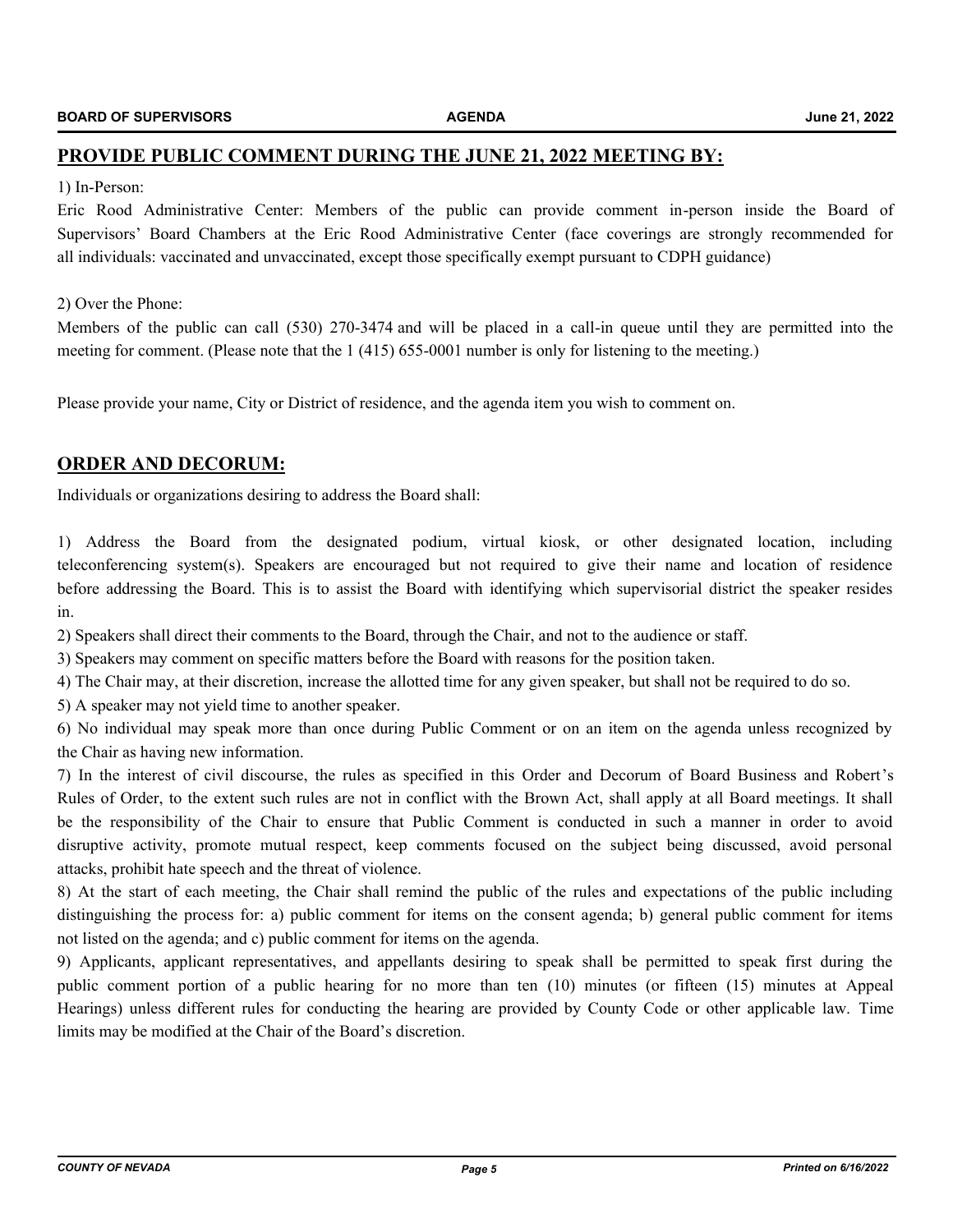## PROVIDE PUBLIC COMMENT DURING THE JUNE 21, 2022 MEETING BY:

1) In-Person:

Eric Rood Administrative Center: Members of the public can provide comment in-person inside the Board of Supervisors' Board Chambers at the Eric Rood Administrative Center (face coverings are strongly recommended for all individuals: vaccinated and unvaccinated, except those specifically exempt pursuant to CDPH guidance)

2) Over the Phone:

Members of the public can call (530) 270-3474 and will be placed in a call-in queue until they are permitted into the meeting for comment. (Please note that the 1 (415) 655-0001 number is only for listening to the meeting.)

Please provide your name, City or District of residence, and the agenda item you wish to comment on.

## ORDER AND DECORUM:

Individuals or organizations desiring to address the Board shall:

1) Address the Board from the designated podium, virtual kiosk, or other designated location, including teleconferencing system(s). Speakers are encouraged but not required to give their name and location of residence before addressing the Board. This is to assist the Board with identifying which supervisorial district the speaker resides in.

2) Speakers shall direct their comments to the Board, through the Chair, and not to the audience or staff.

3) Speakers may comment on specific matters before the Board with reasons for the position taken.

4) The Chair may, at their discretion, increase the allotted time for any given speaker, but shall not be required to do so.

5) A speaker may not yield time to another speaker.

6) No individual may speak more than once during Public Comment or on an item on the agenda unless recognized by the Chair as having new information.

7) In the interest of civil discourse, the rules as specified in this Order and Decorum of Board Business and Robert's Rules of Order, to the extent such rules are not in conflict with the Brown Act, shall apply at all Board meetings. It shall be the responsibility of the Chair to ensure that Public Comment is conducted in such a manner in order to avoid disruptive activity, promote mutual respect, keep comments focused on the subject being discussed, avoid personal attacks, prohibit hate speech and the threat of violence.

8) At the start of each meeting, the Chair shall remind the public of the rules and expectations of the public including distinguishing the process for: a) public comment for items on the consent agenda; b) general public comment for items not listed on the agenda; and c) public comment for items on the agenda.

9) Applicants, applicant representatives, and appellants desiring to speak shall be permitted to speak first during the public comment portion of a public hearing for no more than ten (10) minutes (or fifteen (15) minutes at Appeal Hearings) unless different rules for conducting the hearing are provided by County Code or other applicable law. Time limits may be modified at the Chair of the Board's discretion.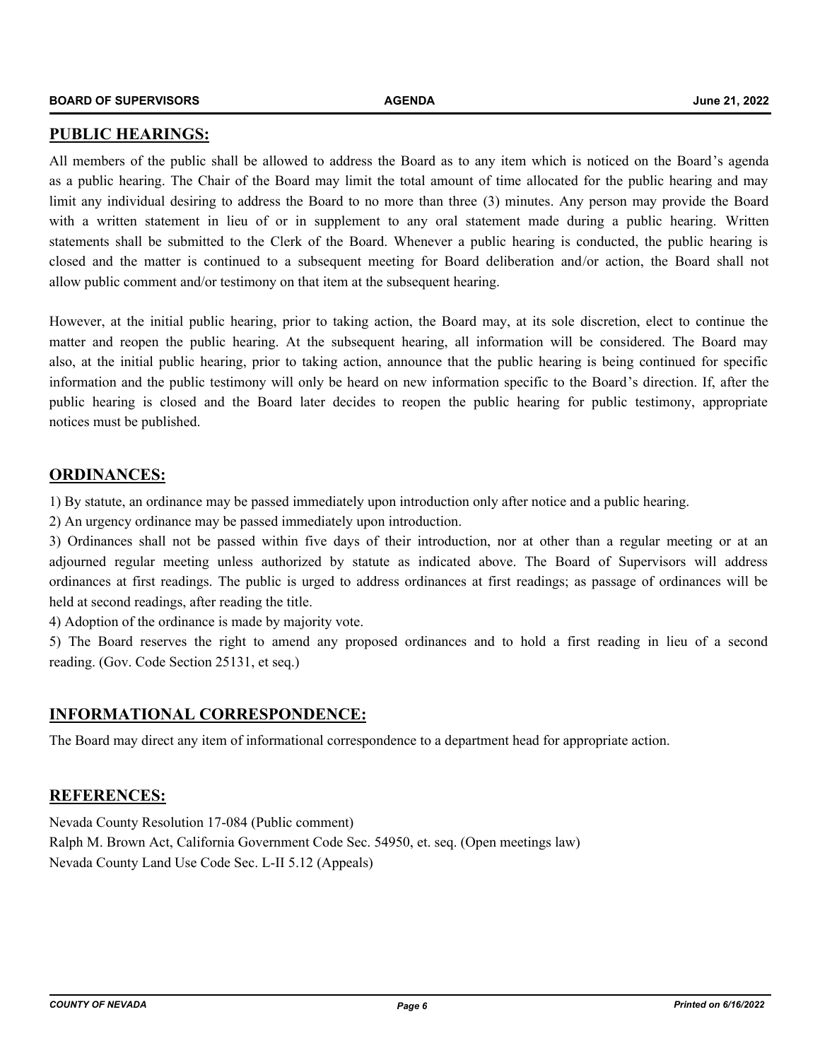## PUBLIC HEARINGS:

All members of the public shall be allowed to address the Board as to any item which is noticed on the Board's agenda as a public hearing. The Chair of the Board may limit the total amount of time allocated for the public hearing and may limit any individual desiring to address the Board to no more than three (3) minutes. Any person may provide the Board with a written statement in lieu of or in supplement to any oral statement made during a public hearing. Written statements shall be submitted to the Clerk of the Board. Whenever a public hearing is conducted, the public hearing is closed and the matter is continued to a subsequent meeting for Board deliberation and/or action, the Board shall not allow public comment and/or testimony on that item at the subsequent hearing.

However, at the initial public hearing, prior to taking action, the Board may, at its sole discretion, elect to continue the matter and reopen the public hearing. At the subsequent hearing, all information will be considered. The Board may also, at the initial public hearing, prior to taking action, announce that the public hearing is being continued for specific information and the public testimony will only be heard on new information specific to the Board's direction. If, after the public hearing is closed and the Board later decides to reopen the public hearing for public testimony, appropriate notices must be published.

## ORDINANCES:

1) By statute, an ordinance may be passed immediately upon introduction only after notice and a public hearing.
2) An urgency ordinance may be passed immediately upon introduction.
3) Ordinances shall not be passed within five days of their introduction, nor at other than a regular meeting or at an adjourned regular meeting unless authorized by statute as indicated above. The Board of Supervisors will address ordinances at first readings. The public is urged to address ordinances at first readings; as passage of ordinances will be held at second readings, after reading the title.
4) Adoption of the ordinance is made by majority vote.
5) The Board reserves the right to amend any proposed ordinances and to hold a first reading in lieu of a second reading. (Gov. Code Section 25131, et seq.)

## INFORMATIONAL CORRESPONDENCE:

The Board may direct any item of informational correspondence to a department head for appropriate action.

## REFERENCES:

Nevada County Resolution 17-084 (Public comment)
Ralph M. Brown Act, California Government Code Sec. 54950, et. seq. (Open meetings law)
Nevada County Land Use Code Sec. L-II 5.12 (Appeals)